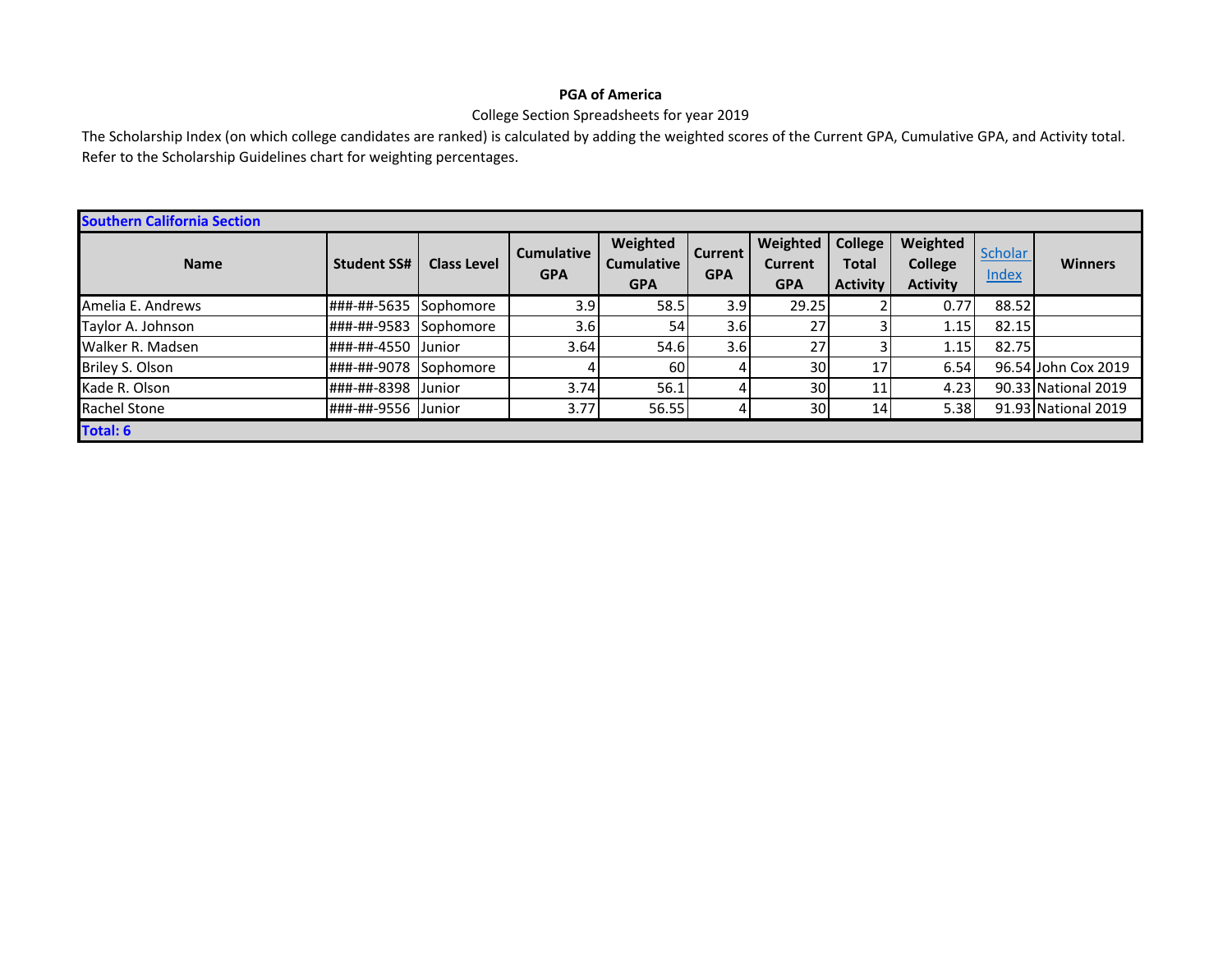**PGA of America**

College Section Spreadsheets for year 2019

The Scholarship Index (on which college candidates are ranked) is calculated by adding the weighted scores of the Current GPA, Cumulative GPA, and Activity total. Refer to the Scholarship Guidelines chart for weighting percentages.

| Southern California Section | | | | | | | | | | |
|---|---|---|---|---|---|---|---|---|---|---|
| Name | Student SS# | Class Level | Cumulative GPA | Weighted Cumulative GPA | Current GPA | Weighted Current GPA | College Total Activity | Weighted College Activity | Scholar Index | Winners |
| Amelia E. Andrews | ###-##-5635 | Sophomore | 3.9 | 58.5 | 3.9 | 29.25 | 2 | 0.77 | 88.52 | |
| Taylor A. Johnson | ###-##-9583 | Sophomore | 3.6 | 54 | 3.6 | 27 | 3 | 1.15 | 82.15 | |
| Walker R. Madsen | ###-##-4550 | Junior | 3.64 | 54.6 | 3.6 | 27 | 3 | 1.15 | 82.75 | |
| Briley S. Olson | ###-##-9078 | Sophomore | 4 | 60 | 4 | 30 | 17 | 6.54 | 96.54 | John Cox 2019 |
| Kade R. Olson | ###-##-8398 | Junior | 3.74 | 56.1 | 4 | 30 | 11 | 4.23 | 90.33 | National 2019 |
| Rachel Stone | ###-##-9556 | Junior | 3.77 | 56.55 | 4 | 30 | 14 | 5.38 | 91.93 | National 2019 |
| Total: 6 | | | | | | | | | | |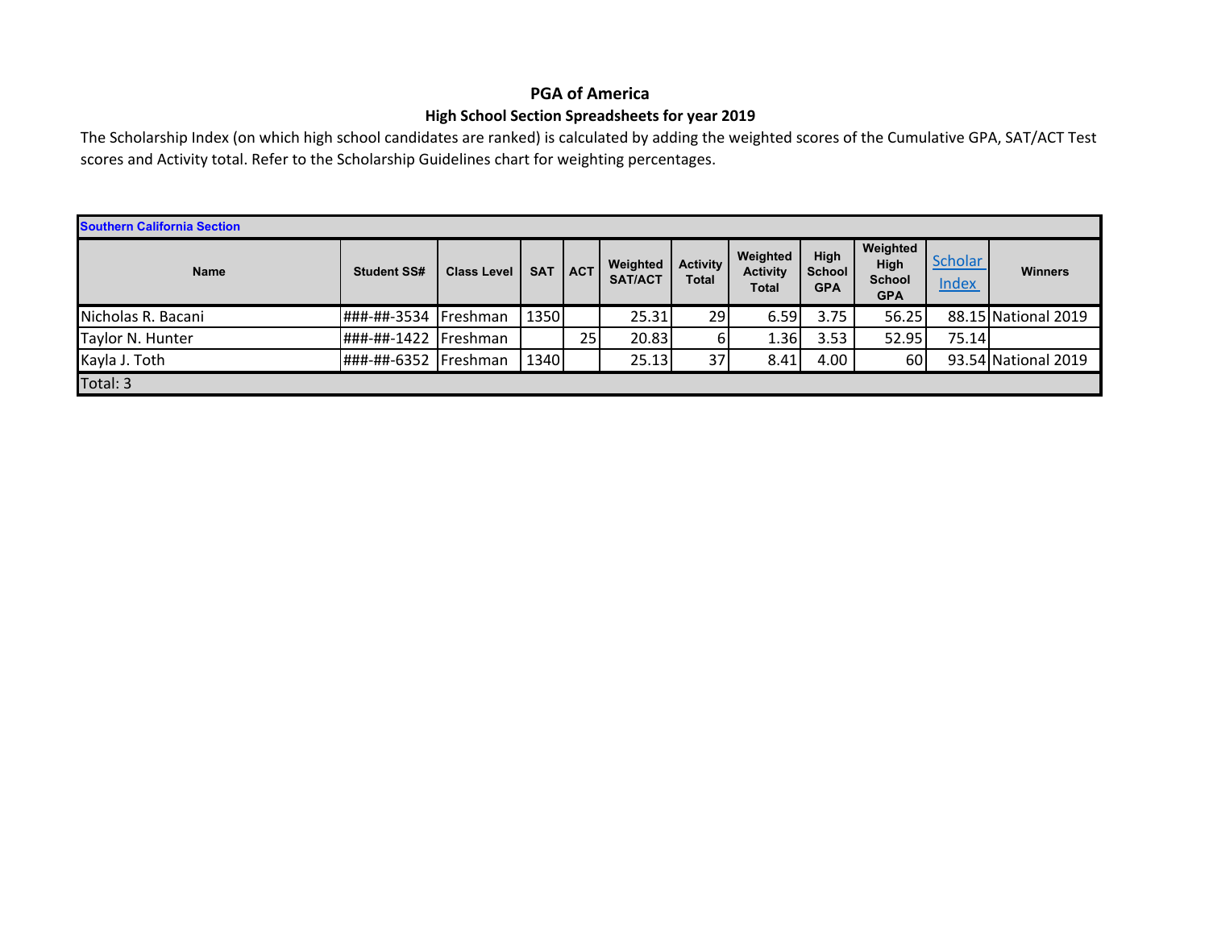## PGA of America

### High School Section Spreadsheets for year 2019

The Scholarship Index (on which high school candidates are ranked) is calculated by adding the weighted scores of the Cumulative GPA, SAT/ACT Test scores and Activity total. Refer to the Scholarship Guidelines chart for weighting percentages.

| Southern California Section | | | | | | | | | | | |
|---|---|---|---|---|---|---|---|---|---|---|---|
| **Name** | **Student SS#** | **Class Level** | **SAT** | **ACT** | **Weighted SAT/ACT** | **Activity Total** | **Weighted Activity Total** | **High School GPA** | **Weighted High School GPA** | Scholar Index | **Winners** |
| Nicholas R. Bacani | ###-##-3534 | Freshman | 1350 | | 25.31 | 29 | 6.59 | 3.75 | 56.25 | 88.15 | National 2019 |
| Taylor N. Hunter | ###-##-1422 | Freshman | | 25 | 20.83 | 6 | 1.36 | 3.53 | 52.95 | 75.14 | |
| Kayla J. Toth | ###-##-6352 | Freshman | 1340 | | 25.13 | 37 | 8.41 | 4.00 | 60 | 93.54 | National 2019 |
| Total: 3 | | | | | | | | | | | |